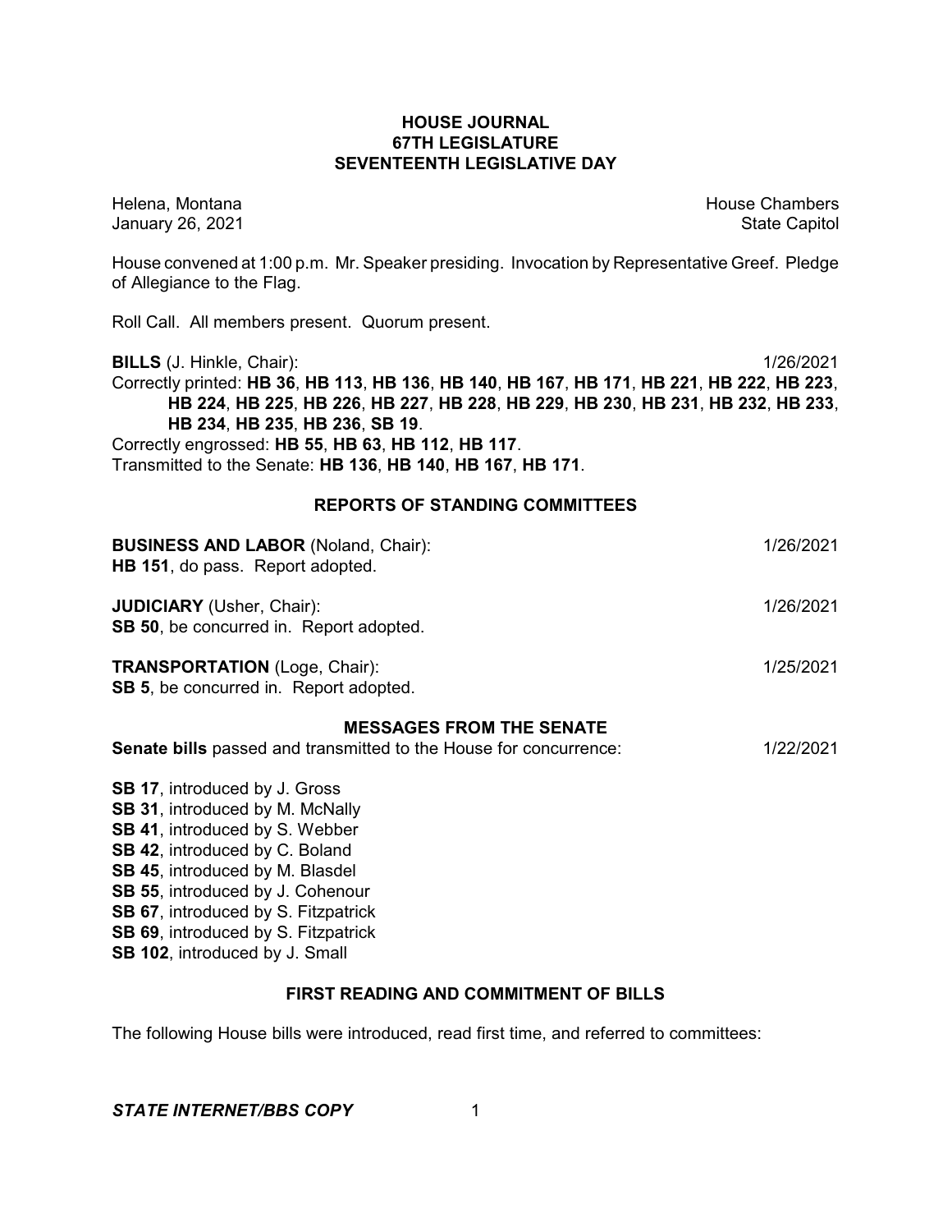# HOUSE JOURNAL
## 67TH LEGISLATURE
## SEVENTEENTH LEGISLATIVE DAY

Helena, Montana
January 26, 2021

House Chambers
State Capitol

House convened at 1:00 p.m. Mr. Speaker presiding. Invocation by Representative Greef. Pledge of Allegiance to the Flag.

Roll Call. All members present. Quorum present.

**BILLS** (J. Hinkle, Chair): 1/26/2021

Correctly printed: **HB 36**, **HB 113**, **HB 136**, **HB 140**, **HB 167**, **HB 171**, **HB 221**, **HB 222**, **HB 223**, **HB 224**, **HB 225**, **HB 226**, **HB 227**, **HB 228**, **HB 229**, **HB 230**, **HB 231**, **HB 232**, **HB 233**, **HB 234**, **HB 235**, **HB 236**, **SB 19**.

Correctly engrossed: **HB 55**, **HB 63**, **HB 112**, **HB 117**.

Transmitted to the Senate: **HB 136**, **HB 140**, **HB 167**, **HB 171**.

## REPORTS OF STANDING COMMITTEES

**BUSINESS AND LABOR** (Noland, Chair): 1/26/2021

**HB 151**, do pass. Report adopted.

**JUDICIARY** (Usher, Chair): 1/26/2021

**SB 50**, be concurred in. Report adopted.

**TRANSPORTATION** (Loge, Chair): 1/25/2021

**SB 5**, be concurred in. Report adopted.

## MESSAGES FROM THE SENATE

**Senate bills** passed and transmitted to the House for concurrence: 1/22/2021

**SB 17**, introduced by J. Gross
**SB 31**, introduced by M. McNally
**SB 41**, introduced by S. Webber
**SB 42**, introduced by C. Boland
**SB 45**, introduced by M. Blasdel
**SB 55**, introduced by J. Cohenour
**SB 67**, introduced by S. Fitzpatrick
**SB 69**, introduced by S. Fitzpatrick
**SB 102**, introduced by J. Small

## FIRST READING AND COMMITMENT OF BILLS

The following House bills were introduced, read first time, and referred to committees: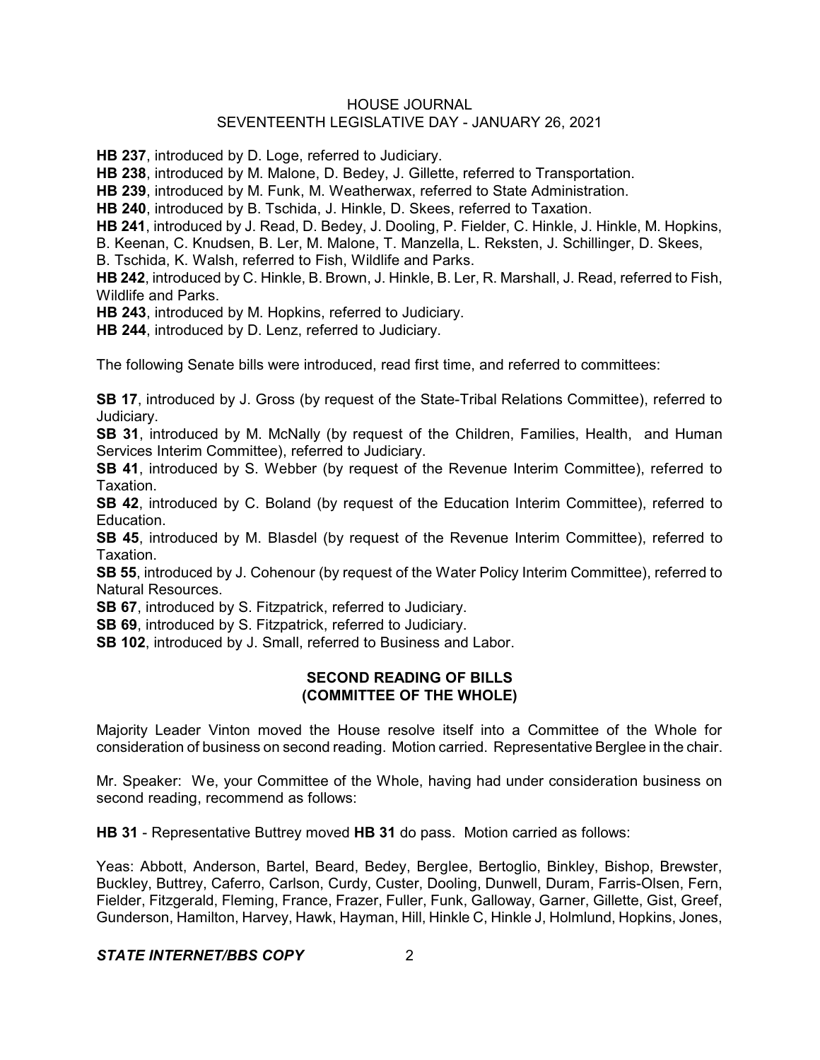**HB 237**, introduced by D. Loge, referred to Judiciary.
**HB 238**, introduced by M. Malone, D. Bedey, J. Gillette, referred to Transportation.
**HB 239**, introduced by M. Funk, M. Weatherwax, referred to State Administration.
**HB 240**, introduced by B. Tschida, J. Hinkle, D. Skees, referred to Taxation.
**HB 241**, introduced by J. Read, D. Bedey, J. Dooling, P. Fielder, C. Hinkle, J. Hinkle, M. Hopkins, B. Keenan, C. Knudsen, B. Ler, M. Malone, T. Manzella, L. Reksten, J. Schillinger, D. Skees, B. Tschida, K. Walsh, referred to Fish, Wildlife and Parks.
**HB 242**, introduced by C. Hinkle, B. Brown, J. Hinkle, B. Ler, R. Marshall, J. Read, referred to Fish, Wildlife and Parks.
**HB 243**, introduced by M. Hopkins, referred to Judiciary.
**HB 244**, introduced by D. Lenz, referred to Judiciary.

The following Senate bills were introduced, read first time, and referred to committees:

**SB 17**, introduced by J. Gross (by request of the State-Tribal Relations Committee), referred to Judiciary.
**SB 31**, introduced by M. McNally (by request of the Children, Families, Health, and Human Services Interim Committee), referred to Judiciary.
**SB 41**, introduced by S. Webber (by request of the Revenue Interim Committee), referred to Taxation.
**SB 42**, introduced by C. Boland (by request of the Education Interim Committee), referred to Education.
**SB 45**, introduced by M. Blasdel (by request of the Revenue Interim Committee), referred to Taxation.
**SB 55**, introduced by J. Cohenour (by request of the Water Policy Interim Committee), referred to Natural Resources.
**SB 67**, introduced by S. Fitzpatrick, referred to Judiciary.
**SB 69**, introduced by S. Fitzpatrick, referred to Judiciary.
**SB 102**, introduced by J. Small, referred to Business and Labor.

## SECOND READING OF BILLS (COMMITTEE OF THE WHOLE)

Majority Leader Vinton moved the House resolve itself into a Committee of the Whole for consideration of business on second reading. Motion carried. Representative Berglee in the chair.

Mr. Speaker: We, your Committee of the Whole, having had under consideration business on second reading, recommend as follows:

**HB 31** - Representative Buttrey moved **HB 31** do pass. Motion carried as follows:

Yeas: Abbott, Anderson, Bartel, Beard, Bedey, Berglee, Bertoglio, Binkley, Bishop, Brewster, Buckley, Buttrey, Caferro, Carlson, Curdy, Custer, Dooling, Dunwell, Duram, Farris-Olsen, Fern, Fielder, Fitzgerald, Fleming, France, Frazer, Fuller, Funk, Galloway, Garner, Gillette, Gist, Greef, Gunderson, Hamilton, Harvey, Hawk, Hayman, Hill, Hinkle C, Hinkle J, Holmlund, Hopkins, Jones,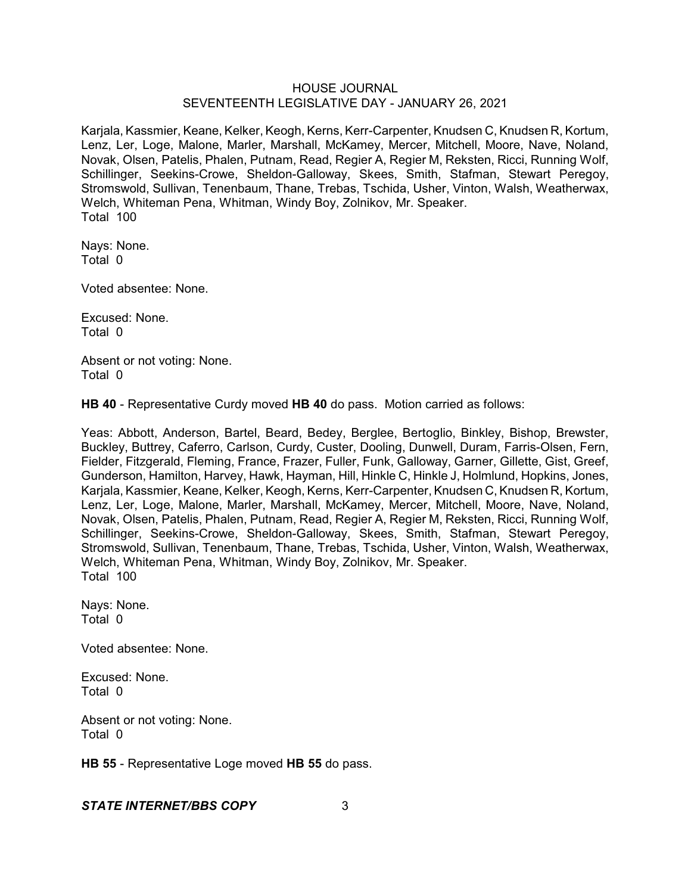Karjala, Kassmier, Keane, Kelker, Keogh, Kerns, Kerr-Carpenter, Knudsen C, Knudsen R, Kortum, Lenz, Ler, Loge, Malone, Marler, Marshall, McKamey, Mercer, Mitchell, Moore, Nave, Noland, Novak, Olsen, Patelis, Phalen, Putnam, Read, Regier A, Regier M, Reksten, Ricci, Running Wolf, Schillinger, Seekins-Crowe, Sheldon-Galloway, Skees, Smith, Stafman, Stewart Peregoy, Stromswold, Sullivan, Tenenbaum, Thane, Trebas, Tschida, Usher, Vinton, Walsh, Weatherwax, Welch, Whiteman Pena, Whitman, Windy Boy, Zolnikov, Mr. Speaker.
Total 100

Nays: None.
Total 0

Voted absentee: None.

Excused: None.
Total 0

Absent or not voting: None.
Total 0

**HB 40** - Representative Curdy moved **HB 40** do pass. Motion carried as follows:

Yeas: Abbott, Anderson, Bartel, Beard, Bedey, Berglee, Bertoglio, Binkley, Bishop, Brewster, Buckley, Buttrey, Caferro, Carlson, Curdy, Custer, Dooling, Dunwell, Duram, Farris-Olsen, Fern, Fielder, Fitzgerald, Fleming, France, Frazer, Fuller, Funk, Galloway, Garner, Gillette, Gist, Greef, Gunderson, Hamilton, Harvey, Hawk, Hayman, Hill, Hinkle C, Hinkle J, Holmlund, Hopkins, Jones, Karjala, Kassmier, Keane, Kelker, Keogh, Kerns, Kerr-Carpenter, Knudsen C, Knudsen R, Kortum, Lenz, Ler, Loge, Malone, Marler, Marshall, McKamey, Mercer, Mitchell, Moore, Nave, Noland, Novak, Olsen, Patelis, Phalen, Putnam, Read, Regier A, Regier M, Reksten, Ricci, Running Wolf, Schillinger, Seekins-Crowe, Sheldon-Galloway, Skees, Smith, Stafman, Stewart Peregoy, Stromswold, Sullivan, Tenenbaum, Thane, Trebas, Tschida, Usher, Vinton, Walsh, Weatherwax, Welch, Whiteman Pena, Whitman, Windy Boy, Zolnikov, Mr. Speaker.
Total 100

Nays: None.
Total 0

Voted absentee: None.

Excused: None.
Total 0

Absent or not voting: None.
Total 0

**HB 55** - Representative Loge moved **HB 55** do pass.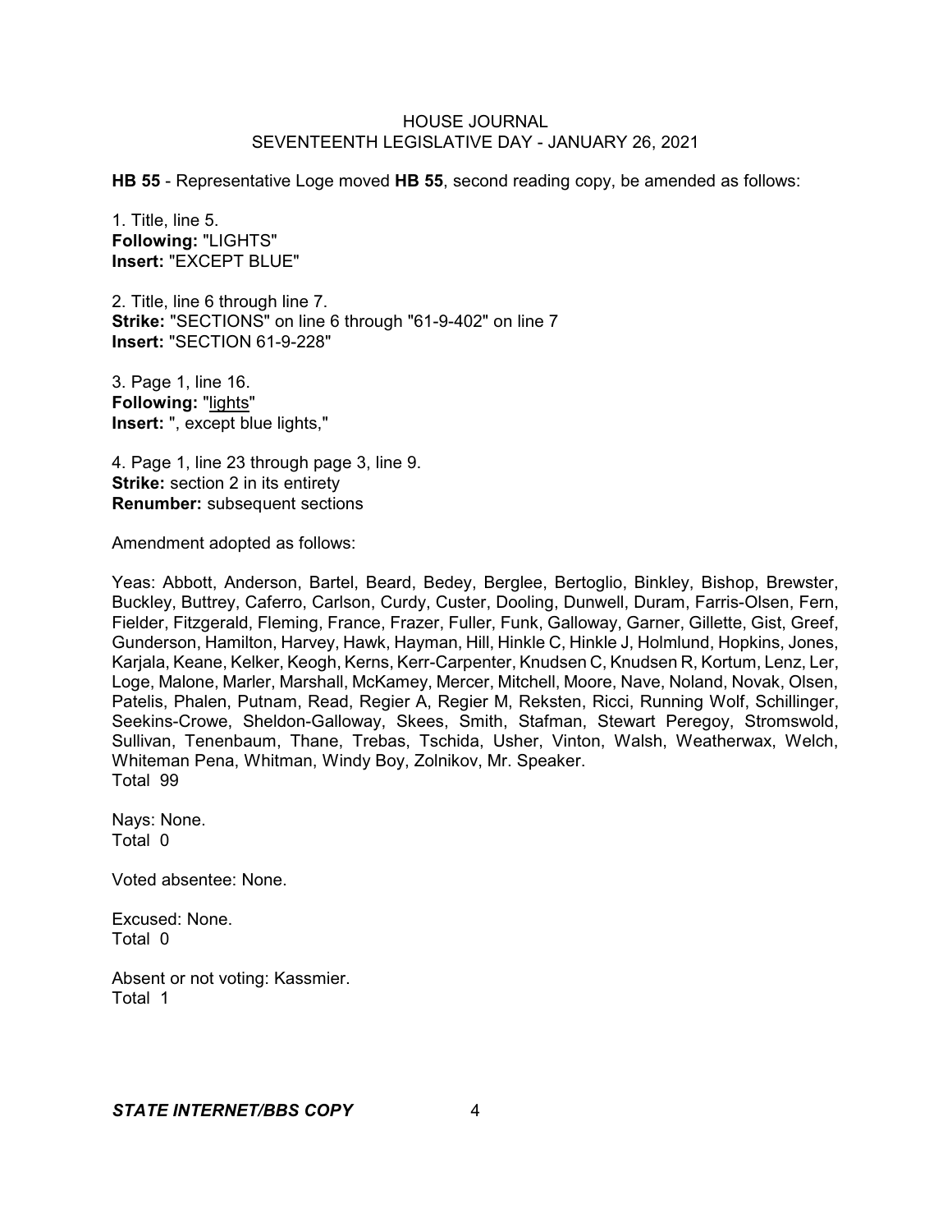**HB 55** - Representative Loge moved **HB 55**, second reading copy, be amended as follows:

1. Title, line 5.
**Following:** "LIGHTS"
**Insert:** "EXCEPT BLUE"

2. Title, line 6 through line 7.
**Strike:** "SECTIONS" on line 6 through "61-9-402" on line 7
**Insert:** "SECTION 61-9-228"

3. Page 1, line 16.
**Following:** "lights"
**Insert:** ", except blue lights,"

4. Page 1, line 23 through page 3, line 9.
**Strike:** section 2 in its entirety
**Renumber:** subsequent sections

Amendment adopted as follows:

Yeas: Abbott, Anderson, Bartel, Beard, Bedey, Berglee, Bertoglio, Binkley, Bishop, Brewster, Buckley, Buttrey, Caferro, Carlson, Curdy, Custer, Dooling, Dunwell, Duram, Farris-Olsen, Fern, Fielder, Fitzgerald, Fleming, France, Frazer, Fuller, Funk, Galloway, Garner, Gillette, Gist, Greef, Gunderson, Hamilton, Harvey, Hawk, Hayman, Hill, Hinkle C, Hinkle J, Holmlund, Hopkins, Jones, Karjala, Keane, Kelker, Keogh, Kerns, Kerr-Carpenter, Knudsen C, Knudsen R, Kortum, Lenz, Ler, Loge, Malone, Marler, Marshall, McKamey, Mercer, Mitchell, Moore, Nave, Noland, Novak, Olsen, Patelis, Phalen, Putnam, Read, Regier A, Regier M, Reksten, Ricci, Running Wolf, Schillinger, Seekins-Crowe, Sheldon-Galloway, Skees, Smith, Stafman, Stewart Peregoy, Stromswold, Sullivan, Tenenbaum, Thane, Trebas, Tschida, Usher, Vinton, Walsh, Weatherwax, Welch, Whiteman Pena, Whitman, Windy Boy, Zolnikov, Mr. Speaker.
Total 99

Nays: None.
Total 0

Voted absentee: None.

Excused: None.
Total 0

Absent or not voting: Kassmier.
Total 1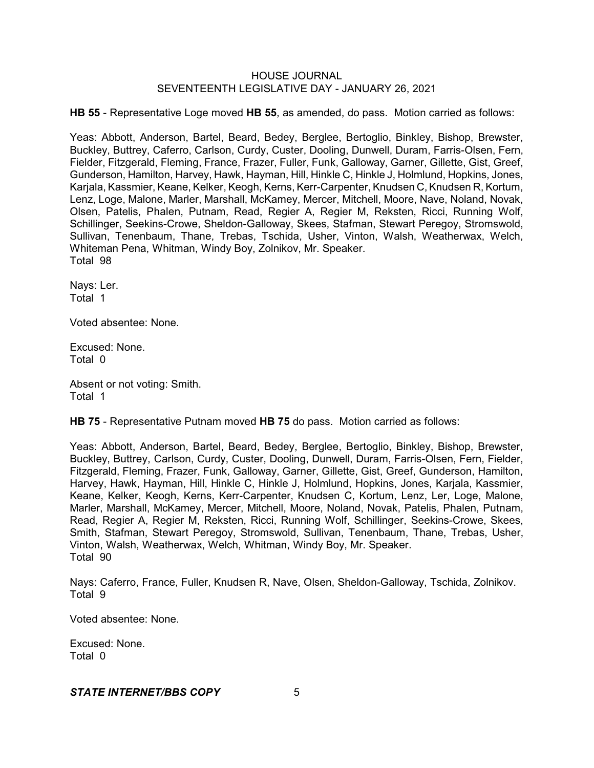**HB 55** - Representative Loge moved **HB 55**, as amended, do pass. Motion carried as follows:

Yeas: Abbott, Anderson, Bartel, Beard, Bedey, Berglee, Bertoglio, Binkley, Bishop, Brewster, Buckley, Buttrey, Caferro, Carlson, Curdy, Custer, Dooling, Dunwell, Duram, Farris-Olsen, Fern, Fielder, Fitzgerald, Fleming, France, Frazer, Fuller, Funk, Galloway, Garner, Gillette, Gist, Greef, Gunderson, Hamilton, Harvey, Hawk, Hayman, Hill, Hinkle C, Hinkle J, Holmlund, Hopkins, Jones, Karjala, Kassmier, Keane, Kelker, Keogh, Kerns, Kerr-Carpenter, Knudsen C, Knudsen R, Kortum, Lenz, Loge, Malone, Marler, Marshall, McKamey, Mercer, Mitchell, Moore, Nave, Noland, Novak, Olsen, Patelis, Phalen, Putnam, Read, Regier A, Regier M, Reksten, Ricci, Running Wolf, Schillinger, Seekins-Crowe, Sheldon-Galloway, Skees, Stafman, Stewart Peregoy, Stromswold, Sullivan, Tenenbaum, Thane, Trebas, Tschida, Usher, Vinton, Walsh, Weatherwax, Welch, Whiteman Pena, Whitman, Windy Boy, Zolnikov, Mr. Speaker.
Total 98

Nays: Ler.
Total 1

Voted absentee: None.

Excused: None.
Total 0

Absent or not voting: Smith.
Total 1

**HB 75** - Representative Putnam moved **HB 75** do pass. Motion carried as follows:

Yeas: Abbott, Anderson, Bartel, Beard, Bedey, Berglee, Bertoglio, Binkley, Bishop, Brewster, Buckley, Buttrey, Carlson, Curdy, Custer, Dooling, Dunwell, Duram, Farris-Olsen, Fern, Fielder, Fitzgerald, Fleming, Frazer, Funk, Galloway, Garner, Gillette, Gist, Greef, Gunderson, Hamilton, Harvey, Hawk, Hayman, Hill, Hinkle C, Hinkle J, Holmlund, Hopkins, Jones, Karjala, Kassmier, Keane, Kelker, Keogh, Kerns, Kerr-Carpenter, Knudsen C, Kortum, Lenz, Ler, Loge, Malone, Marler, Marshall, McKamey, Mercer, Mitchell, Moore, Noland, Novak, Patelis, Phalen, Putnam, Read, Regier A, Regier M, Reksten, Ricci, Running Wolf, Schillinger, Seekins-Crowe, Skees, Smith, Stafman, Stewart Peregoy, Stromswold, Sullivan, Tenenbaum, Thane, Trebas, Usher, Vinton, Walsh, Weatherwax, Welch, Whitman, Windy Boy, Mr. Speaker.
Total 90

Nays: Caferro, France, Fuller, Knudsen R, Nave, Olsen, Sheldon-Galloway, Tschida, Zolnikov.
Total 9

Voted absentee: None.

Excused: None.
Total 0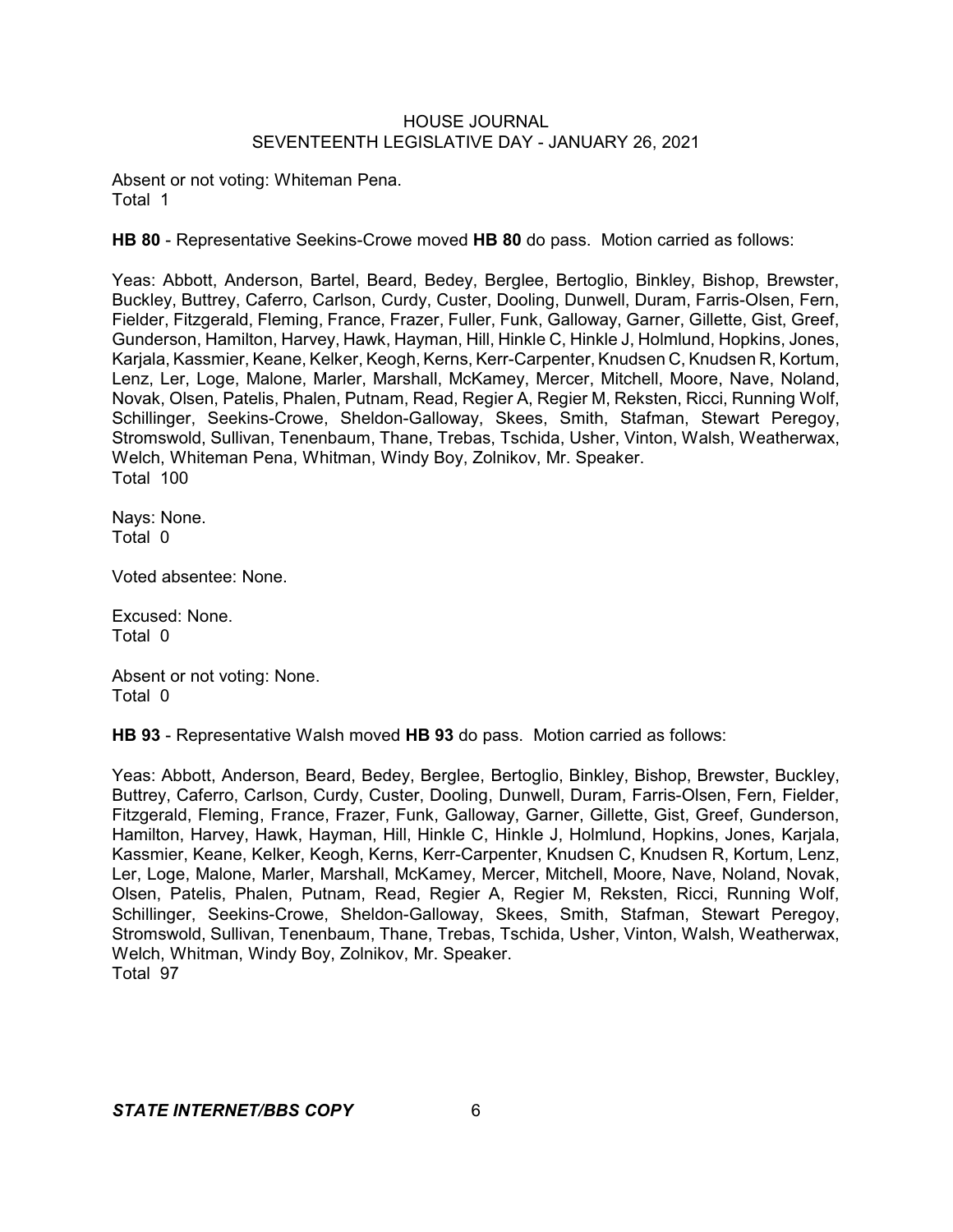Absent or not voting: Whiteman Pena.
Total 1

**HB 80** - Representative Seekins-Crowe moved **HB 80** do pass. Motion carried as follows:

Yeas: Abbott, Anderson, Bartel, Beard, Bedey, Berglee, Bertoglio, Binkley, Bishop, Brewster, Buckley, Buttrey, Caferro, Carlson, Curdy, Custer, Dooling, Dunwell, Duram, Farris-Olsen, Fern, Fielder, Fitzgerald, Fleming, France, Frazer, Fuller, Funk, Galloway, Garner, Gillette, Gist, Greef, Gunderson, Hamilton, Harvey, Hawk, Hayman, Hill, Hinkle C, Hinkle J, Holmlund, Hopkins, Jones, Karjala, Kassmier, Keane, Kelker, Keogh, Kerns, Kerr-Carpenter, Knudsen C, Knudsen R, Kortum, Lenz, Ler, Loge, Malone, Marler, Marshall, McKamey, Mercer, Mitchell, Moore, Nave, Noland, Novak, Olsen, Patelis, Phalen, Putnam, Read, Regier A, Regier M, Reksten, Ricci, Running Wolf, Schillinger, Seekins-Crowe, Sheldon-Galloway, Skees, Smith, Stafman, Stewart Peregoy, Stromswold, Sullivan, Tenenbaum, Thane, Trebas, Tschida, Usher, Vinton, Walsh, Weatherwax, Welch, Whiteman Pena, Whitman, Windy Boy, Zolnikov, Mr. Speaker.
Total 100

Nays: None.
Total 0

Voted absentee: None.

Excused: None.
Total 0

Absent or not voting: None.
Total 0

**HB 93** - Representative Walsh moved **HB 93** do pass. Motion carried as follows:

Yeas: Abbott, Anderson, Beard, Bedey, Berglee, Bertoglio, Binkley, Bishop, Brewster, Buckley, Buttrey, Caferro, Carlson, Curdy, Custer, Dooling, Dunwell, Duram, Farris-Olsen, Fern, Fielder, Fitzgerald, Fleming, France, Frazer, Funk, Galloway, Garner, Gillette, Gist, Greef, Gunderson, Hamilton, Harvey, Hawk, Hayman, Hill, Hinkle C, Hinkle J, Holmlund, Hopkins, Jones, Karjala, Kassmier, Keane, Kelker, Keogh, Kerns, Kerr-Carpenter, Knudsen C, Knudsen R, Kortum, Lenz, Ler, Loge, Malone, Marler, Marshall, McKamey, Mercer, Mitchell, Moore, Nave, Noland, Novak, Olsen, Patelis, Phalen, Putnam, Read, Regier A, Regier M, Reksten, Ricci, Running Wolf, Schillinger, Seekins-Crowe, Sheldon-Galloway, Skees, Smith, Stafman, Stewart Peregoy, Stromswold, Sullivan, Tenenbaum, Thane, Trebas, Tschida, Usher, Vinton, Walsh, Weatherwax, Welch, Whitman, Windy Boy, Zolnikov, Mr. Speaker.
Total 97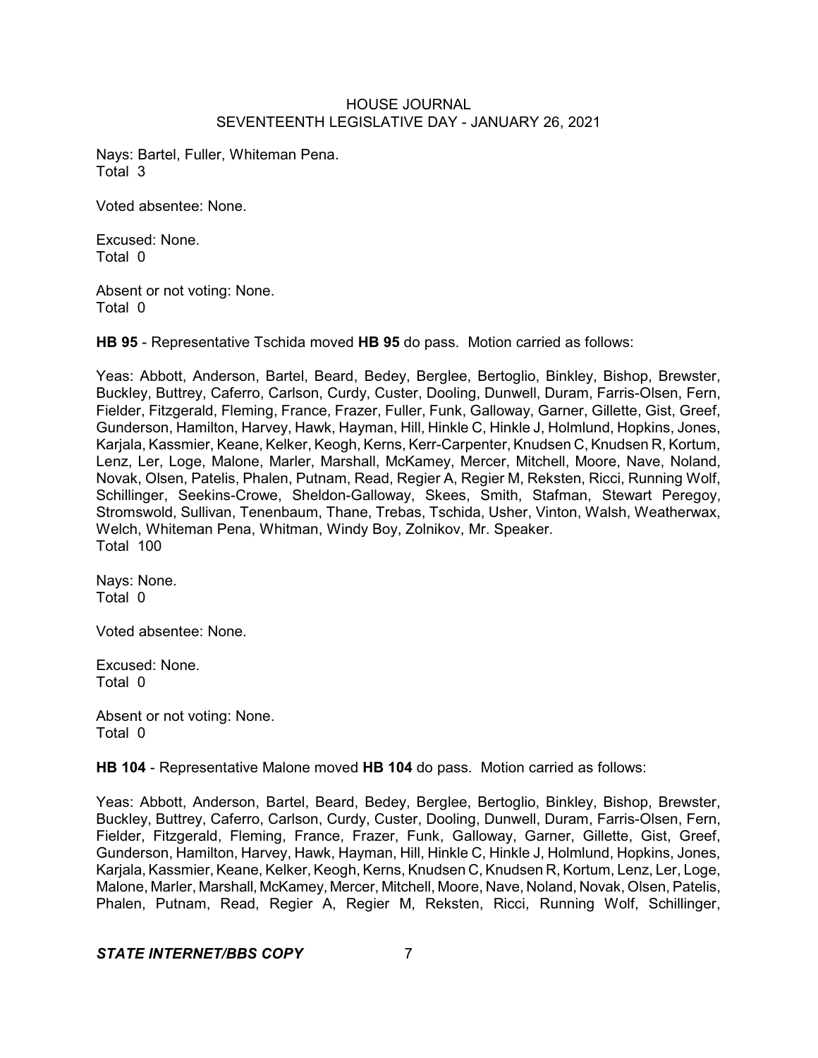Nays: Bartel, Fuller, Whiteman Pena.
Total 3

Voted absentee: None.

Excused: None.
Total 0

Absent or not voting: None.
Total 0

**HB 95** - Representative Tschida moved **HB 95** do pass. Motion carried as follows:

Yeas: Abbott, Anderson, Bartel, Beard, Bedey, Berglee, Bertoglio, Binkley, Bishop, Brewster, Buckley, Buttrey, Caferro, Carlson, Curdy, Custer, Dooling, Dunwell, Duram, Farris-Olsen, Fern, Fielder, Fitzgerald, Fleming, France, Frazer, Fuller, Funk, Galloway, Garner, Gillette, Gist, Greef, Gunderson, Hamilton, Harvey, Hawk, Hayman, Hill, Hinkle C, Hinkle J, Holmlund, Hopkins, Jones, Karjala, Kassmier, Keane, Kelker, Keogh, Kerns, Kerr-Carpenter, Knudsen C, Knudsen R, Kortum, Lenz, Ler, Loge, Malone, Marler, Marshall, McKamey, Mercer, Mitchell, Moore, Nave, Noland, Novak, Olsen, Patelis, Phalen, Putnam, Read, Regier A, Regier M, Reksten, Ricci, Running Wolf, Schillinger, Seekins-Crowe, Sheldon-Galloway, Skees, Smith, Stafman, Stewart Peregoy, Stromswold, Sullivan, Tenenbaum, Thane, Trebas, Tschida, Usher, Vinton, Walsh, Weatherwax, Welch, Whiteman Pena, Whitman, Windy Boy, Zolnikov, Mr. Speaker.
Total 100

Nays: None.
Total 0

Voted absentee: None.

Excused: None.
Total 0

Absent or not voting: None.
Total 0

**HB 104** - Representative Malone moved **HB 104** do pass. Motion carried as follows:

Yeas: Abbott, Anderson, Bartel, Beard, Bedey, Berglee, Bertoglio, Binkley, Bishop, Brewster, Buckley, Buttrey, Caferro, Carlson, Curdy, Custer, Dooling, Dunwell, Duram, Farris-Olsen, Fern, Fielder, Fitzgerald, Fleming, France, Frazer, Funk, Galloway, Garner, Gillette, Gist, Greef, Gunderson, Hamilton, Harvey, Hawk, Hayman, Hill, Hinkle C, Hinkle J, Holmlund, Hopkins, Jones, Karjala, Kassmier, Keane, Kelker, Keogh, Kerns, Knudsen C, Knudsen R, Kortum, Lenz, Ler, Loge, Malone, Marler, Marshall, McKamey, Mercer, Mitchell, Moore, Nave, Noland, Novak, Olsen, Patelis, Phalen, Putnam, Read, Regier A, Regier M, Reksten, Ricci, Running Wolf, Schillinger,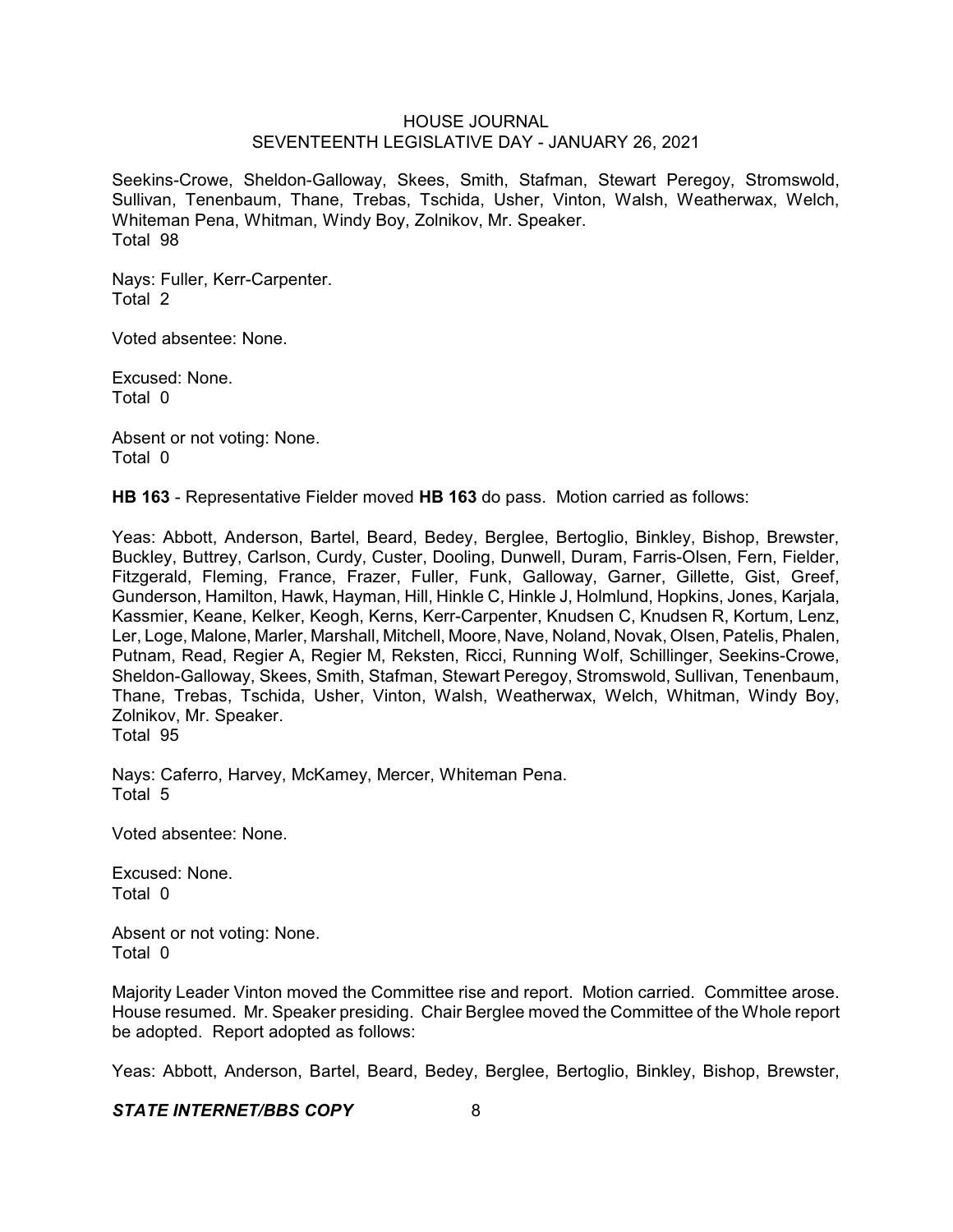Seekins-Crowe, Sheldon-Galloway, Skees, Smith, Stafman, Stewart Peregoy, Stromswold, Sullivan, Tenenbaum, Thane, Trebas, Tschida, Usher, Vinton, Walsh, Weatherwax, Welch, Whiteman Pena, Whitman, Windy Boy, Zolnikov, Mr. Speaker.
Total 98

Nays: Fuller, Kerr-Carpenter.
Total 2

Voted absentee: None.

Excused: None.
Total 0

Absent or not voting: None.
Total 0

**HB 163** - Representative Fielder moved **HB 163** do pass. Motion carried as follows:

Yeas: Abbott, Anderson, Bartel, Beard, Bedey, Berglee, Bertoglio, Binkley, Bishop, Brewster, Buckley, Buttrey, Carlson, Curdy, Custer, Dooling, Dunwell, Duram, Farris-Olsen, Fern, Fielder, Fitzgerald, Fleming, France, Frazer, Fuller, Funk, Galloway, Garner, Gillette, Gist, Greef, Gunderson, Hamilton, Hawk, Hayman, Hill, Hinkle C, Hinkle J, Holmlund, Hopkins, Jones, Karjala, Kassmier, Keane, Kelker, Keogh, Kerns, Kerr-Carpenter, Knudsen C, Knudsen R, Kortum, Lenz, Ler, Loge, Malone, Marler, Marshall, Mitchell, Moore, Nave, Noland, Novak, Olsen, Patelis, Phalen, Putnam, Read, Regier A, Regier M, Reksten, Ricci, Running Wolf, Schillinger, Seekins-Crowe, Sheldon-Galloway, Skees, Smith, Stafman, Stewart Peregoy, Stromswold, Sullivan, Tenenbaum, Thane, Trebas, Tschida, Usher, Vinton, Walsh, Weatherwax, Welch, Whitman, Windy Boy, Zolnikov, Mr. Speaker.
Total 95

Nays: Caferro, Harvey, McKamey, Mercer, Whiteman Pena.
Total 5

Voted absentee: None.

Excused: None.
Total 0

Absent or not voting: None.
Total 0

Majority Leader Vinton moved the Committee rise and report. Motion carried. Committee arose. House resumed. Mr. Speaker presiding. Chair Berglee moved the Committee of the Whole report be adopted. Report adopted as follows:

Yeas: Abbott, Anderson, Bartel, Beard, Bedey, Berglee, Bertoglio, Binkley, Bishop, Brewster,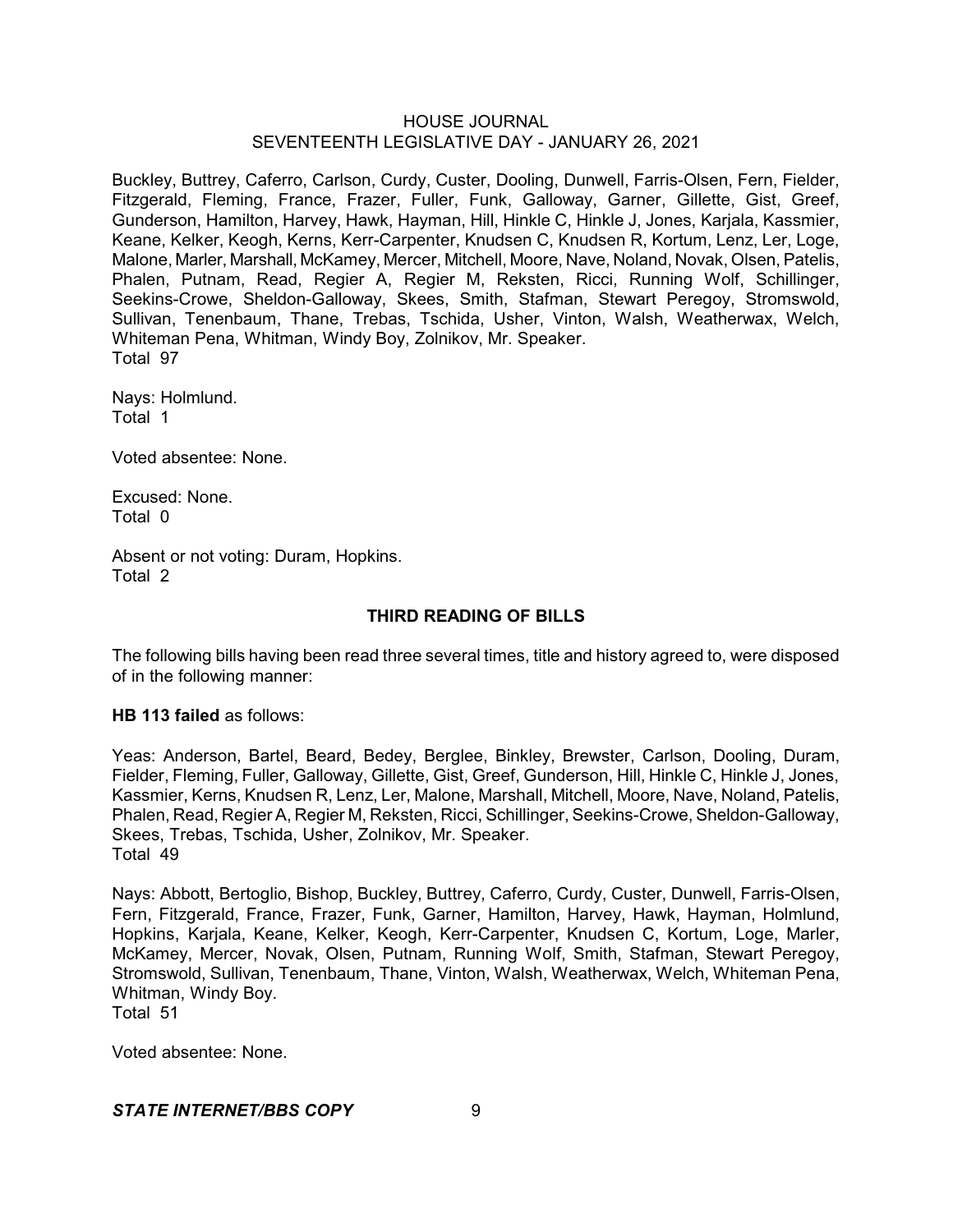Buckley, Buttrey, Caferro, Carlson, Curdy, Custer, Dooling, Dunwell, Farris-Olsen, Fern, Fielder, Fitzgerald, Fleming, France, Frazer, Fuller, Funk, Galloway, Garner, Gillette, Gist, Greef, Gunderson, Hamilton, Harvey, Hawk, Hayman, Hill, Hinkle C, Hinkle J, Jones, Karjala, Kassmier, Keane, Kelker, Keogh, Kerns, Kerr-Carpenter, Knudsen C, Knudsen R, Kortum, Lenz, Ler, Loge, Malone, Marler, Marshall, McKamey, Mercer, Mitchell, Moore, Nave, Noland, Novak, Olsen, Patelis, Phalen, Putnam, Read, Regier A, Regier M, Reksten, Ricci, Running Wolf, Schillinger, Seekins-Crowe, Sheldon-Galloway, Skees, Smith, Stafman, Stewart Peregoy, Stromswold, Sullivan, Tenenbaum, Thane, Trebas, Tschida, Usher, Vinton, Walsh, Weatherwax, Welch, Whiteman Pena, Whitman, Windy Boy, Zolnikov, Mr. Speaker.
Total 97

Nays: Holmlund.
Total 1

Voted absentee: None.

Excused: None.
Total 0

Absent or not voting: Duram, Hopkins.
Total 2

## THIRD READING OF BILLS

The following bills having been read three several times, title and history agreed to, were disposed of in the following manner:

**HB 113 failed** as follows:

Yeas: Anderson, Bartel, Beard, Bedey, Berglee, Binkley, Brewster, Carlson, Dooling, Duram, Fielder, Fleming, Fuller, Galloway, Gillette, Gist, Greef, Gunderson, Hill, Hinkle C, Hinkle J, Jones, Kassmier, Kerns, Knudsen R, Lenz, Ler, Malone, Marshall, Mitchell, Moore, Nave, Noland, Patelis, Phalen, Read, Regier A, Regier M, Reksten, Ricci, Schillinger, Seekins-Crowe, Sheldon-Galloway, Skees, Trebas, Tschida, Usher, Zolnikov, Mr. Speaker.
Total 49

Nays: Abbott, Bertoglio, Bishop, Buckley, Buttrey, Caferro, Curdy, Custer, Dunwell, Farris-Olsen, Fern, Fitzgerald, France, Frazer, Funk, Garner, Hamilton, Harvey, Hawk, Hayman, Holmlund, Hopkins, Karjala, Keane, Kelker, Keogh, Kerr-Carpenter, Knudsen C, Kortum, Loge, Marler, McKamey, Mercer, Novak, Olsen, Putnam, Running Wolf, Smith, Stafman, Stewart Peregoy, Stromswold, Sullivan, Tenenbaum, Thane, Vinton, Walsh, Weatherwax, Welch, Whiteman Pena, Whitman, Windy Boy.
Total 51

Voted absentee: None.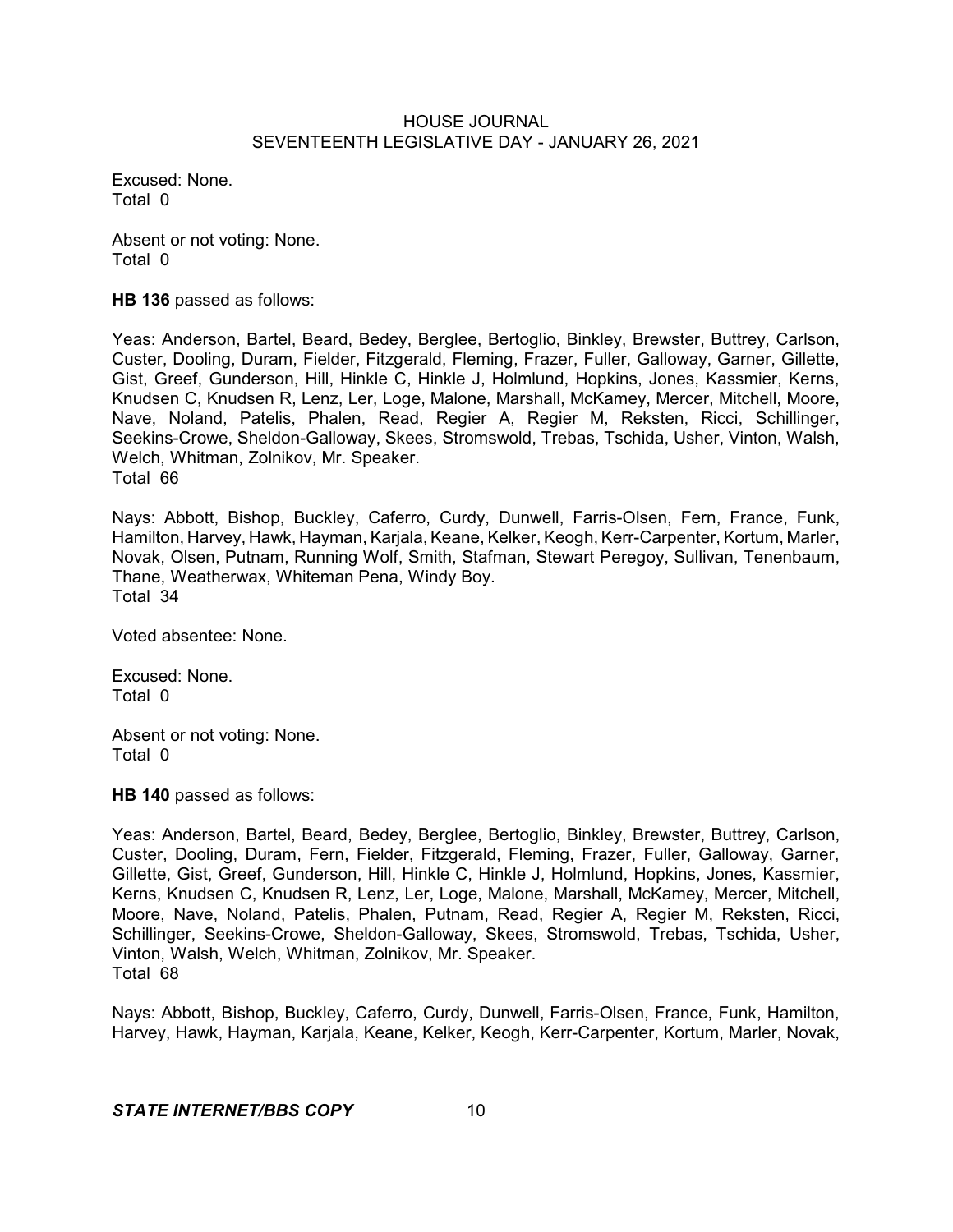Excused: None.
Total 0

Absent or not voting: None.
Total 0

**HB 136** passed as follows:

Yeas: Anderson, Bartel, Beard, Bedey, Berglee, Bertoglio, Binkley, Brewster, Buttrey, Carlson, Custer, Dooling, Duram, Fielder, Fitzgerald, Fleming, Frazer, Fuller, Galloway, Garner, Gillette, Gist, Greef, Gunderson, Hill, Hinkle C, Hinkle J, Holmlund, Hopkins, Jones, Kassmier, Kerns, Knudsen C, Knudsen R, Lenz, Ler, Loge, Malone, Marshall, McKamey, Mercer, Mitchell, Moore, Nave, Noland, Patelis, Phalen, Read, Regier A, Regier M, Reksten, Ricci, Schillinger, Seekins-Crowe, Sheldon-Galloway, Skees, Stromswold, Trebas, Tschida, Usher, Vinton, Walsh, Welch, Whitman, Zolnikov, Mr. Speaker.
Total 66

Nays: Abbott, Bishop, Buckley, Caferro, Curdy, Dunwell, Farris-Olsen, Fern, France, Funk, Hamilton, Harvey, Hawk, Hayman, Karjala, Keane, Kelker, Keogh, Kerr-Carpenter, Kortum, Marler, Novak, Olsen, Putnam, Running Wolf, Smith, Stafman, Stewart Peregoy, Sullivan, Tenenbaum, Thane, Weatherwax, Whiteman Pena, Windy Boy.
Total 34

Voted absentee: None.

Excused: None.
Total 0

Absent or not voting: None.
Total 0

**HB 140** passed as follows:

Yeas: Anderson, Bartel, Beard, Bedey, Berglee, Bertoglio, Binkley, Brewster, Buttrey, Carlson, Custer, Dooling, Duram, Fern, Fielder, Fitzgerald, Fleming, Frazer, Fuller, Galloway, Garner, Gillette, Gist, Greef, Gunderson, Hill, Hinkle C, Hinkle J, Holmlund, Hopkins, Jones, Kassmier, Kerns, Knudsen C, Knudsen R, Lenz, Ler, Loge, Malone, Marshall, McKamey, Mercer, Mitchell, Moore, Nave, Noland, Patelis, Phalen, Putnam, Read, Regier A, Regier M, Reksten, Ricci, Schillinger, Seekins-Crowe, Sheldon-Galloway, Skees, Stromswold, Trebas, Tschida, Usher, Vinton, Walsh, Welch, Whitman, Zolnikov, Mr. Speaker.
Total 68

Nays: Abbott, Bishop, Buckley, Caferro, Curdy, Dunwell, Farris-Olsen, France, Funk, Hamilton, Harvey, Hawk, Hayman, Karjala, Keane, Kelker, Keogh, Kerr-Carpenter, Kortum, Marler, Novak,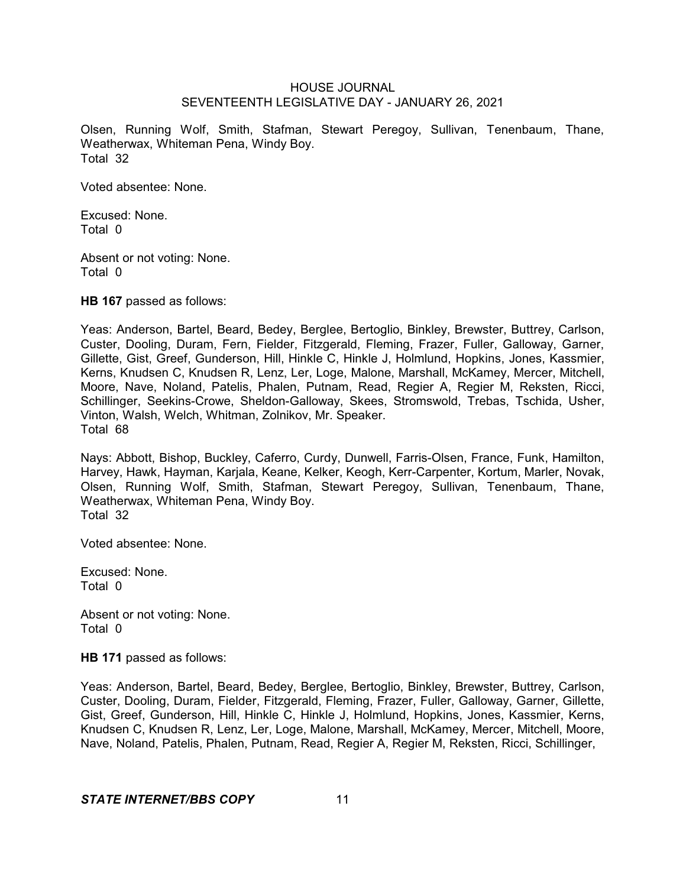Olsen, Running Wolf, Smith, Stafman, Stewart Peregoy, Sullivan, Tenenbaum, Thane, Weatherwax, Whiteman Pena, Windy Boy.
Total 32

Voted absentee: None.

Excused: None.
Total 0

Absent or not voting: None.
Total 0

**HB 167** passed as follows:

Yeas: Anderson, Bartel, Beard, Bedey, Berglee, Bertoglio, Binkley, Brewster, Buttrey, Carlson, Custer, Dooling, Duram, Fern, Fielder, Fitzgerald, Fleming, Frazer, Fuller, Galloway, Garner, Gillette, Gist, Greef, Gunderson, Hill, Hinkle C, Hinkle J, Holmlund, Hopkins, Jones, Kassmier, Kerns, Knudsen C, Knudsen R, Lenz, Ler, Loge, Malone, Marshall, McKamey, Mercer, Mitchell, Moore, Nave, Noland, Patelis, Phalen, Putnam, Read, Regier A, Regier M, Reksten, Ricci, Schillinger, Seekins-Crowe, Sheldon-Galloway, Skees, Stromswold, Trebas, Tschida, Usher, Vinton, Walsh, Welch, Whitman, Zolnikov, Mr. Speaker.
Total 68

Nays: Abbott, Bishop, Buckley, Caferro, Curdy, Dunwell, Farris-Olsen, France, Funk, Hamilton, Harvey, Hawk, Hayman, Karjala, Keane, Kelker, Keogh, Kerr-Carpenter, Kortum, Marler, Novak, Olsen, Running Wolf, Smith, Stafman, Stewart Peregoy, Sullivan, Tenenbaum, Thane, Weatherwax, Whiteman Pena, Windy Boy.
Total 32

Voted absentee: None.

Excused: None.
Total 0

Absent or not voting: None.
Total 0

**HB 171** passed as follows:

Yeas: Anderson, Bartel, Beard, Bedey, Berglee, Bertoglio, Binkley, Brewster, Buttrey, Carlson, Custer, Dooling, Duram, Fielder, Fitzgerald, Fleming, Frazer, Fuller, Galloway, Garner, Gillette, Gist, Greef, Gunderson, Hill, Hinkle C, Hinkle J, Holmlund, Hopkins, Jones, Kassmier, Kerns, Knudsen C, Knudsen R, Lenz, Ler, Loge, Malone, Marshall, McKamey, Mercer, Mitchell, Moore, Nave, Noland, Patelis, Phalen, Putnam, Read, Regier A, Regier M, Reksten, Ricci, Schillinger,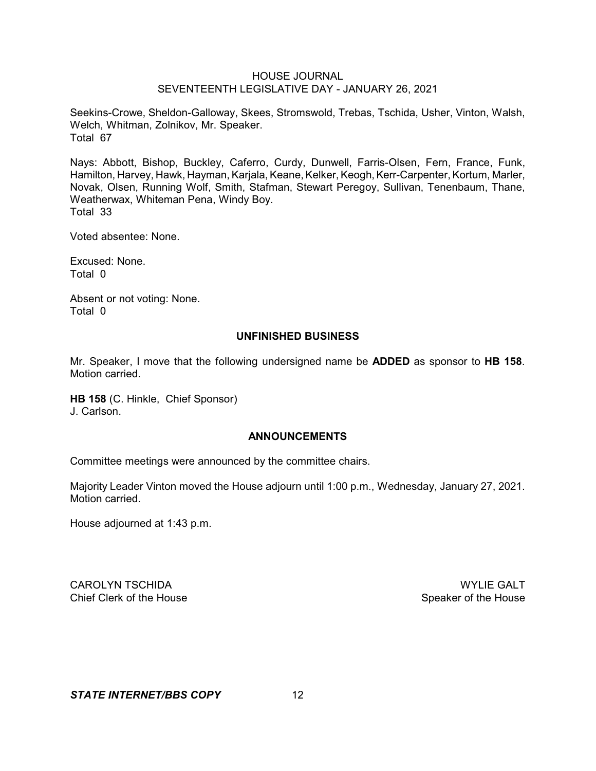Seekins-Crowe, Sheldon-Galloway, Skees, Stromswold, Trebas, Tschida, Usher, Vinton, Walsh, Welch, Whitman, Zolnikov, Mr. Speaker.
Total 67

Nays: Abbott, Bishop, Buckley, Caferro, Curdy, Dunwell, Farris-Olsen, Fern, France, Funk, Hamilton, Harvey, Hawk, Hayman, Karjala, Keane, Kelker, Keogh, Kerr-Carpenter, Kortum, Marler, Novak, Olsen, Running Wolf, Smith, Stafman, Stewart Peregoy, Sullivan, Tenenbaum, Thane, Weatherwax, Whiteman Pena, Windy Boy.
Total 33

Voted absentee: None.

Excused: None.
Total 0

Absent or not voting: None.
Total 0

## UNFINISHED BUSINESS

Mr. Speaker, I move that the following undersigned name be **ADDED** as sponsor to **HB 158**. Motion carried.

**HB 158** (C. Hinkle, Chief Sponsor)
J. Carlson.

## ANNOUNCEMENTS

Committee meetings were announced by the committee chairs.

Majority Leader Vinton moved the House adjourn until 1:00 p.m., Wednesday, January 27, 2021. Motion carried.

House adjourned at 1:43 p.m.

CAROLYN TSCHIDA
Chief Clerk of the House

WYLIE GALT
Speaker of the House